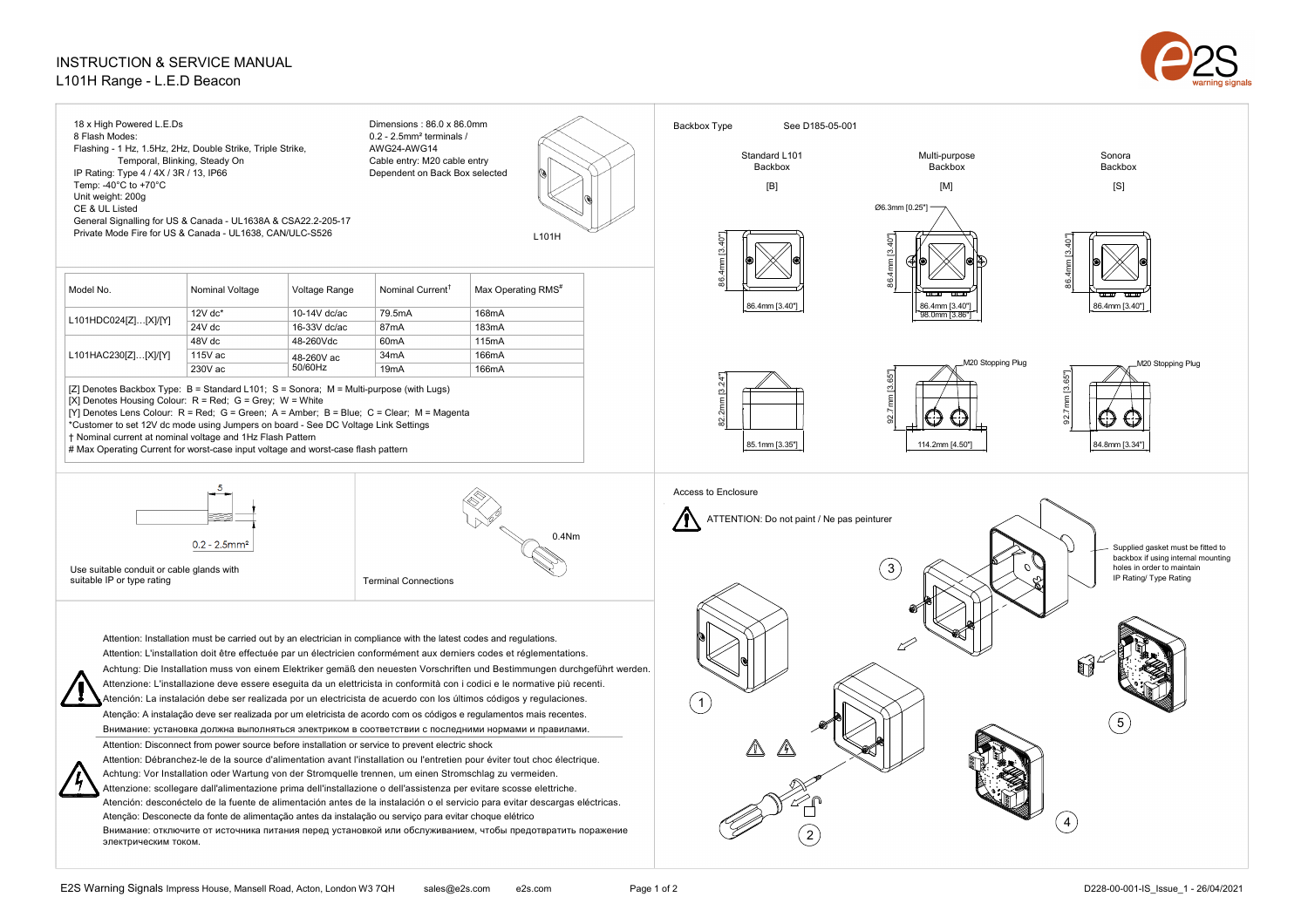# INSTRUCTION & SERVICE MANUAL

## L101H Range - L.E.D Beacon

18 x High Powered L.E.Ds
8 Flash Modes:
Flashing - 1 Hz, 1.5Hz, 2Hz, Double Strike, Triple Strike,
Temporal, Blinking, Steady On
IP Rating: Type 4 / 4X / 3R / 13, IP66
Temp: -40°C to +70°C
Unit weight: 200g
CE & UL Listed
General Signalling for US & Canada - UL1638A & CSA22.2-205-17
Private Mode Fire for US & Canada - UL1638, CAN/ULC-S526

Dimensions : 86.0 x 86.0mm
0.2 - 2.5mm² terminals /
AWG24-AWG14
Cable entry: M20 cable entry
Dependent on Back Box selected

L101H

| Model No. | Nominal Voltage | Voltage Range | Nominal Current† | Max Operating RMS# |
|---|---|---|---|---|
| L101HDC024[Z]…[X]/[Y] | 12V dc* | 10-14V dc/ac | 79.5mA | 168mA |
| | 24V dc | 16-33V dc/ac | 87mA | 183mA |
| L101HAC230[Z]…[X]/[Y] | 48V dc | 48-260Vdc | 60mA | 115mA |
| | 115V ac | 48-260V ac 50/60Hz | 34mA | 166mA |
| | 230V ac | | 19mA | 166mA |

[Z] Denotes Backbox Type: B = Standard L101; S = Sonora; M = Multi-purpose (with Lugs)
[X] Denotes Housing Colour: R = Red; G = Grey; W = White
[Y] Denotes Lens Colour: R = Red; G = Green; A = Amber; B = Blue; C = Clear; M = Magenta
*Customer to set 12V dc mode using Jumpers on board - See DC Voltage Link Settings
† Nominal current at nominal voltage and 1Hz Flash Pattern
# Max Operating Current for worst-case input voltage and worst-case flash pattern

5

0.2 - 2.5mm²

Use suitable conduit or cable glands with suitable IP or type rating

0.4Nm

Terminal Connections

Attention: Installation must be carried out by an electrician in compliance with the latest codes and regulations.
Attention: L'installation doit être effectuée par un électricien conformément aux derniers codes et réglementations.
Achtung: Die Installation muss von einem Elektriker gemäß den neuesten Vorschriften und Bestimmungen durchgeführt werden.
Attenzione: L'installazione deve essere eseguita da un elettricista in conformità con i codici e le normative più recenti.
Atención: La instalación debe ser realizada por un electricista de acuerdo con los últimos códigos y regulaciones.
Atenção: A instalação deve ser realizada por um eletricista de acordo com os códigos e regulamentos mais recentes.
Внимание: установка должна выполняться электриком в соответствии с последними нормами и правилами.

Attention: Disconnect from power source before installation or service to prevent electric shock
Attention: Débranchez-le de la source d'alimentation avant l'installation ou l'entretien pour éviter tout choc électrique.
Achtung: Vor Installation oder Wartung von der Stromquelle trennen, um einen Stromschlag zu vermeiden.
Attenzione: scollegare dall'alimentazione prima dell'installazione o dell'assistenza per evitare scosse elettriche.
Atención: desconéctelo de la fuente de alimentación antes de la instalación o el servicio para evitar descargas eléctricas.
Atenção: Desconecte da fonte de alimentação antes da instalação ou serviço para evitar choque elétrico
Внимание: отключите от источника питания перед установкой или обслуживанием, чтобы предотвратить поражение электрическим током.

### Backbox Type

See D185-05-001

| Standard L101 Backbox [B] | Multi-purpose Backbox [M] | Sonora Backbox [S] |
|---|---|---|
| 86.4mm [3.40"] x 86.4mm [3.40"] | Ø6.3mm [0.25"]; 86.4mm [3.40"] x 86.4mm [3.40"]; 98.0mm [3.86"] | 86.4mm [3.40"] x 86.4mm [3.40"] |
| 82.2mm [3.24"]; 85.1mm [3.35"] | M20 Stopping Plug; 92.7mm [3.65"]; 114.2mm [4.50"] | M20 Stopping Plug; 92.7mm [3.65"]; 84.8mm [3.34"] |

### Access to Enclosure

ATTENTION: Do not paint / Ne pas peinturer

Supplied gasket must be fitted to backbox if using internal mounting holes in order to maintain IP Rating/ Type Rating

1 2 3 4 5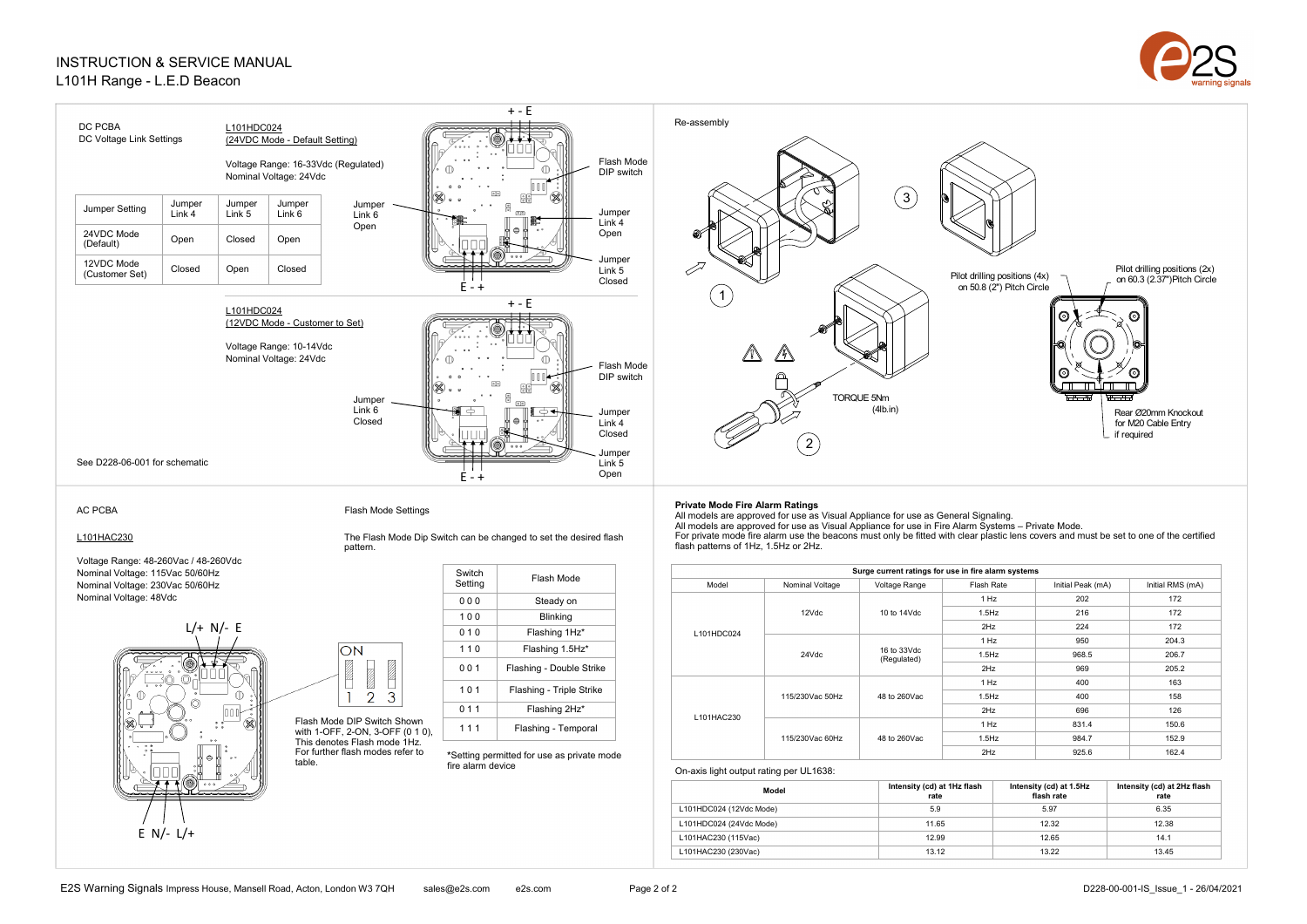# INSTRUCTION & SERVICE MANUAL
## L101H Range - L.E.D Beacon

### DC PCBA

DC Voltage Link Settings

L101HDC024
(24VDC Mode - Default Setting)

Voltage Range: 16-33Vdc (Regulated)
Nominal Voltage: 24Vdc

| Jumper Setting | Jumper Link 4 | Jumper Link 5 | Jumper Link 6 |
|---|---|---|---|
| 24VDC Mode (Default) | Open | Closed | Open |
| 12VDC Mode (Customer Set) | Closed | Open | Closed |

+ - E

Flash Mode DIP switch

Jumper Link 6 Open

Jumper Link 4 Open

Jumper Link 5 Closed

E - +

L101HDC024
(12VDC Mode - Customer to Set)

Voltage Range: 10-14Vdc
Nominal Voltage: 24Vdc

+ - E

Flash Mode DIP switch

Jumper Link 6 Closed

Jumper Link 4 Closed

Jumper Link 5 Open

E - +

See D228-06-001 for schematic

### Re-assembly

1

2

3

TORQUE 5Nm (4lb.in)

Pilot drilling positions (4x) on 50.8 (2") Pitch Circle

Pilot drilling positions (2x) on 60.3 (2.37")Pitch Circle

Rear Ø20mm Knockout for M20 Cable Entry if required

### AC PCBA

L101HAC230

Voltage Range: 48-260Vac / 48-260Vdc
Nominal Voltage: 115Vac 50/60Hz
Nominal Voltage: 230Vac 50/60Hz
Nominal Voltage: 48Vdc

L/+ N/- E

E N/- L/+

### Flash Mode Settings

The Flash Mode Dip Switch can be changed to set the desired flash pattern.

ON

1 2 3

Flash Mode DIP Switch Shown with 1-OFF, 2-ON, 3-OFF (0 1 0), This denotes Flash mode 1Hz. For further flash modes refer to table.

| Switch Setting | Flash Mode |
|---|---|
| 0 0 0 | Steady on |
| 1 0 0 | Blinking |
| 0 1 0 | Flashing 1Hz* |
| 1 1 0 | Flashing 1.5Hz* |
| 0 0 1 | Flashing - Double Strike |
| 1 0 1 | Flashing - Triple Strike |
| 0 1 1 | Flashing 2Hz* |
| 1 1 1 | Flashing - Temporal |

*Setting permitted for use as private mode fire alarm device

### Private Mode Fire Alarm Ratings

All models are approved for use as Visual Appliance for use as General Signaling.
All models are approved for use as Visual Appliance for use in Fire Alarm Systems – Private Mode.
For private mode fire alarm use the beacons must only be fitted with clear plastic lens covers and must be set to one of the certified flash patterns of 1Hz, 1.5Hz or 2Hz.

| Surge current ratings for use in fire alarm systems | | | | | |
|---|---|---|---|---|---|
| Model | Nominal Voltage | Voltage Range | Flash Rate | Initial Peak (mA) | Initial RMS (mA) |
| L101HDC024 | 12Vdc | 10 to 14Vdc | 1 Hz | 202 | 172 |
| | | | 1.5Hz | 216 | 172 |
| | | | 2Hz | 224 | 172 |
| | 24Vdc | 16 to 33Vdc (Regulated) | 1 Hz | 950 | 204.3 |
| | | | 1.5Hz | 968.5 | 206.7 |
| | | | 2Hz | 969 | 205.2 |
| L101HAC230 | 115/230Vac 50Hz | 48 to 260Vac | 1 Hz | 400 | 163 |
| | | | 1.5Hz | 400 | 158 |
| | | | 2Hz | 696 | 126 |
| | 115/230Vac 60Hz | 48 to 260Vac | 1 Hz | 831.4 | 150.6 |
| | | | 1.5Hz | 984.7 | 152.9 |
| | | | 2Hz | 925.6 | 162.4 |

On-axis light output rating per UL1638:

| Model | Intensity (cd) at 1Hz flash rate | Intensity (cd) at 1.5Hz flash rate | Intensity (cd) at 2Hz flash rate |
|---|---|---|---|
| L101HDC024 (12Vdc Mode) | 5.9 | 5.97 | 6.35 |
| L101HDC024 (24Vdc Mode) | 11.65 | 12.32 | 12.38 |
| L101HAC230 (115Vac) | 12.99 | 12.65 | 14.1 |
| L101HAC230 (230Vac) | 13.12 | 13.22 | 13.45 |

E2S Warning Signals Impress House, Mansell Road, Acton, London W3 7QH    sales@e2s.com    e2s.com    D228-00-001-IS_Issue_1 - 26/04/2021